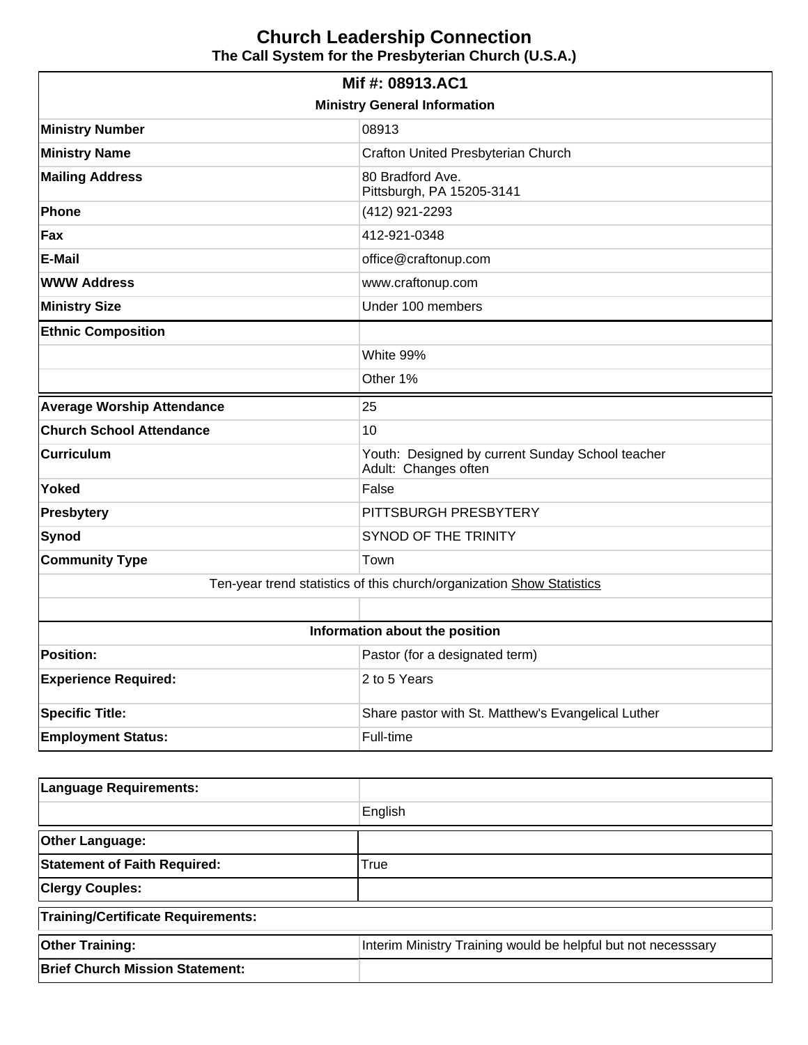# Church Leadership Connection

**The Call System for the Presbyterian Church (U.S.A.)**

| **Mif #: 08913.AC1** | |
|---|---|
| **Ministry General Information** | |
| **Ministry Number** | 08913 |
| **Ministry Name** | Crafton United Presbyterian Church |
| **Mailing Address** | 80 Bradford Ave.<br>Pittsburgh, PA 15205-3141 |
| **Phone** | (412) 921-2293 |
| **Fax** | 412-921-0348 |
| **E-Mail** | office@craftonup.com |
| **WWW Address** | www.craftonup.com |
| **Ministry Size** | Under 100 members |
| **Ethnic Composition** | |
| | White 99% |
| | Other 1% |
| **Average Worship Attendance** | 25 |
| **Church School Attendance** | 10 |
| **Curriculum** | Youth: Designed by current Sunday School teacher<br>Adult: Changes often |
| **Yoked** | False |
| **Presbytery** | PITTSBURGH PRESBYTERY |
| **Synod** | SYNOD OF THE TRINITY |
| **Community Type** | Town |
| Ten-year trend statistics of this church/organization Show Statistics | |
| | |
| **Information about the position** | |
| **Position:** | Pastor (for a designated term) |
| **Experience Required:** | 2 to 5 Years |
| **Specific Title:** | Share pastor with St. Matthew's Evangelical Luther |
| **Employment Status:** | Full-time |

| **Language Requirements:** | |
|---|---|
| | English |
| **Other Language:** | |
| **Statement of Faith Required:** | True |
| **Clergy Couples:** | |
| **Training/Certificate Requirements:** | |
| **Other Training:** | Interim Ministry Training would be helpful but not necesssary |
| **Brief Church Mission Statement:** | |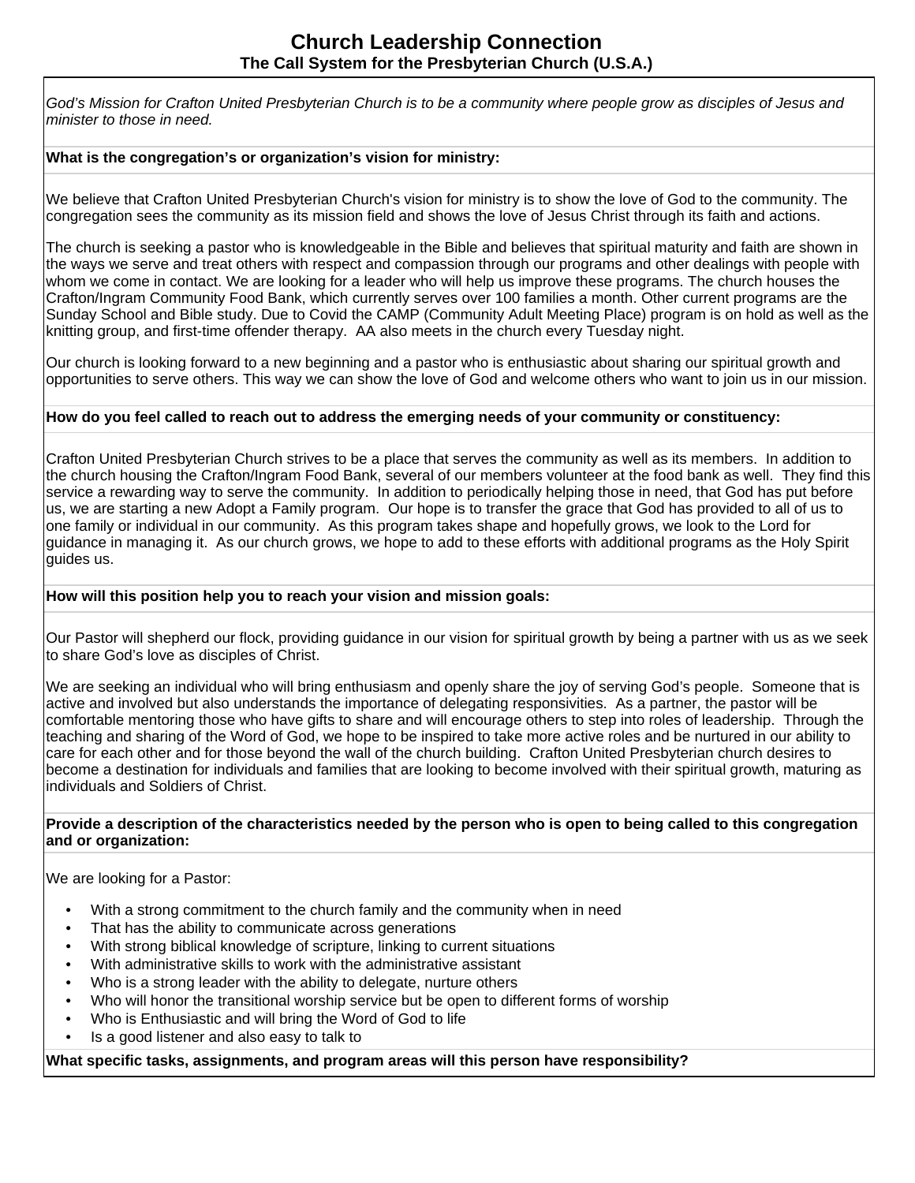# Church Leadership Connection

## The Call System for the Presbyterian Church (U.S.A.)

*God's Mission for Crafton United Presbyterian Church is to be a community where people grow as disciples of Jesus and minister to those in need.*

**What is the congregation's or organization's vision for ministry:**

We believe that Crafton United Presbyterian Church's vision for ministry is to show the love of God to the community. The congregation sees the community as its mission field and shows the love of Jesus Christ through its faith and actions.

The church is seeking a pastor who is knowledgeable in the Bible and believes that spiritual maturity and faith are shown in the ways we serve and treat others with respect and compassion through our programs and other dealings with people with whom we come in contact. We are looking for a leader who will help us improve these programs. The church houses the Crafton/Ingram Community Food Bank, which currently serves over 100 families a month. Other current programs are the Sunday School and Bible study. Due to Covid the CAMP (Community Adult Meeting Place) program is on hold as well as the knitting group, and first-time offender therapy. AA also meets in the church every Tuesday night.

Our church is looking forward to a new beginning and a pastor who is enthusiastic about sharing our spiritual growth and opportunities to serve others. This way we can show the love of God and welcome others who want to join us in our mission.

**How do you feel called to reach out to address the emerging needs of your community or constituency:**

Crafton United Presbyterian Church strives to be a place that serves the community as well as its members. In addition to the church housing the Crafton/Ingram Food Bank, several of our members volunteer at the food bank as well. They find this service a rewarding way to serve the community. In addition to periodically helping those in need, that God has put before us, we are starting a new Adopt a Family program. Our hope is to transfer the grace that God has provided to all of us to one family or individual in our community. As this program takes shape and hopefully grows, we look to the Lord for guidance in managing it. As our church grows, we hope to add to these efforts with additional programs as the Holy Spirit guides us.

**How will this position help you to reach your vision and mission goals:**

Our Pastor will shepherd our flock, providing guidance in our vision for spiritual growth by being a partner with us as we seek to share God's love as disciples of Christ.

We are seeking an individual who will bring enthusiasm and openly share the joy of serving God's people. Someone that is active and involved but also understands the importance of delegating responsivities. As a partner, the pastor will be comfortable mentoring those who have gifts to share and will encourage others to step into roles of leadership. Through the teaching and sharing of the Word of God, we hope to be inspired to take more active roles and be nurtured in our ability to care for each other and for those beyond the wall of the church building. Crafton United Presbyterian church desires to become a destination for individuals and families that are looking to become involved with their spiritual growth, maturing as individuals and Soldiers of Christ.

**Provide a description of the characteristics needed by the person who is open to being called to this congregation and or organization:**

We are looking for a Pastor:

- With a strong commitment to the church family and the community when in need
- That has the ability to communicate across generations
- With strong biblical knowledge of scripture, linking to current situations
- With administrative skills to work with the administrative assistant
- Who is a strong leader with the ability to delegate, nurture others
- Who will honor the transitional worship service but be open to different forms of worship
- Who is Enthusiastic and will bring the Word of God to life
- Is a good listener and also easy to talk to

**What specific tasks, assignments, and program areas will this person have responsibility?**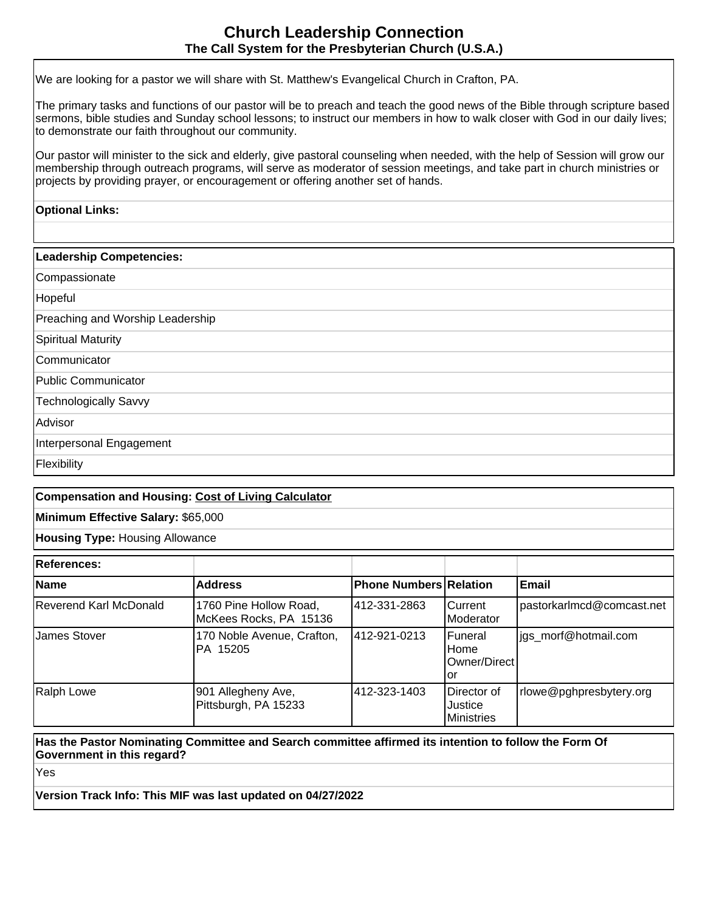# Church Leadership Connection

## The Call System for the Presbyterian Church (U.S.A.)

We are looking for a pastor we will share with St. Matthew's Evangelical Church in Crafton, PA.

The primary tasks and functions of our pastor will be to preach and teach the good news of the Bible through scripture based sermons, bible studies and Sunday school lessons; to instruct our members in how to walk closer with God in our daily lives; to demonstrate our faith throughout our community.

Our pastor will minister to the sick and elderly, give pastoral counseling when needed, with the help of Session will grow our membership through outreach programs, will serve as moderator of session meetings, and take part in church ministries or projects by providing prayer, or encouragement or offering another set of hands.

**Optional Links:**

**Leadership Competencies:**

- Compassionate
- Hopeful
- Preaching and Worship Leadership
- Spiritual Maturity
- Communicator
- Public Communicator
- Technologically Savvy
- Advisor
- Interpersonal Engagement
- Flexibility

**Compensation and Housing:** Cost of Living Calculator

**Minimum Effective Salary:** $65,000

**Housing Type:** Housing Allowance

**References:**

| Name | Address | Phone Numbers | Relation | Email |
|---|---|---|---|---|
| Reverend Karl McDonald | 1760 Pine Hollow Road, McKees Rocks, PA 15136 | 412-331-2863 | Current Moderator | pastorkarlmcd@comcast.net |
| James Stover | 170 Noble Avenue, Crafton, PA 15205 | 412-921-0213 | Funeral Home Owner/Director | jgs_morf@hotmail.com |
| Ralph Lowe | 901 Allegheny Ave, Pittsburgh, PA 15233 | 412-323-1403 | Director of Justice Ministries | rlowe@pghpresbytery.org |

**Has the Pastor Nominating Committee and Search committee affirmed its intention to follow the Form Of Government in this regard?**

Yes

**Version Track Info: This MIF was last updated on 04/27/2022**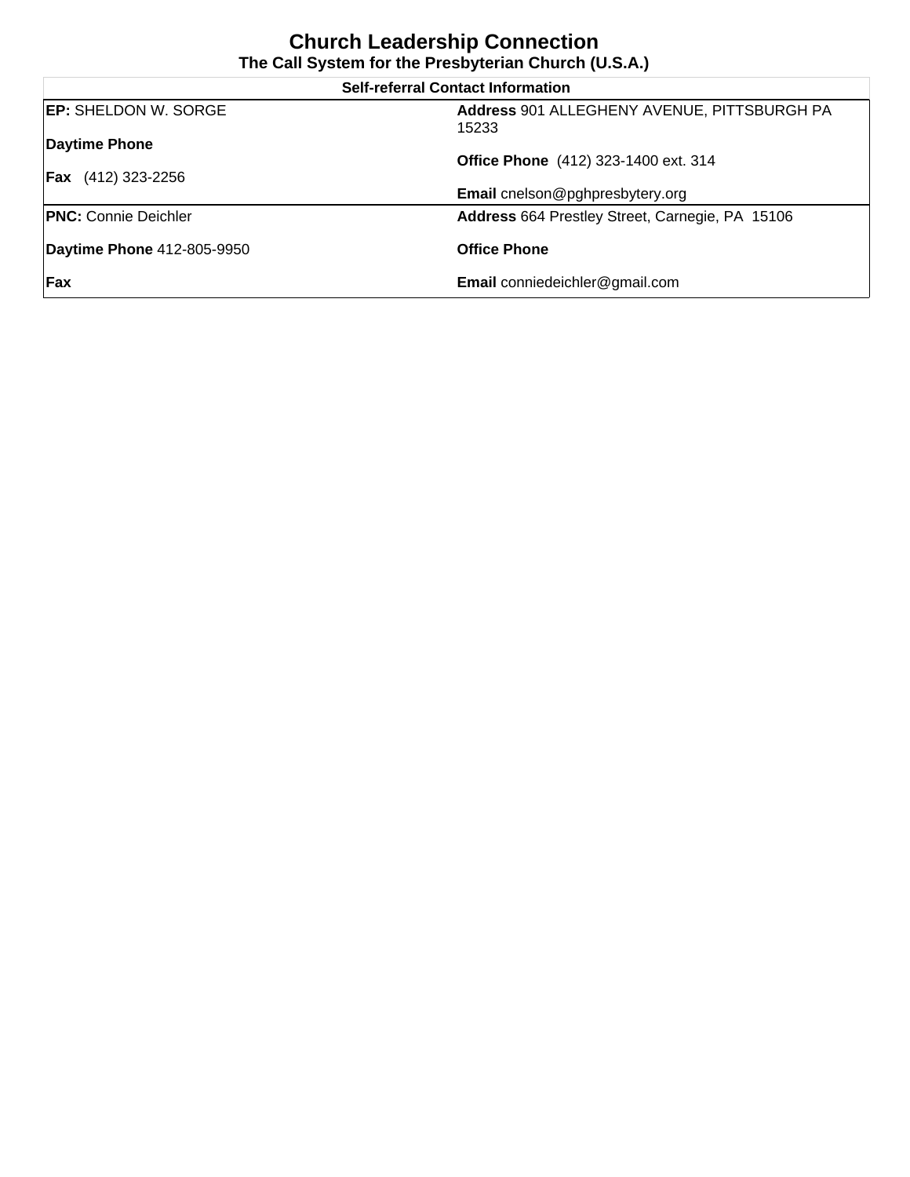# Church Leadership Connection

### The Call System for the Presbyterian Church (U.S.A.)

| Self-referral Contact Information | |
|---|---|
| **EP:** SHELDON W. SORGE<br><br>**Daytime Phone**<br><br>**Fax** (412) 323-2256 | **Address** 901 ALLEGHENY AVENUE, PITTSBURGH PA 15233<br><br>**Office Phone** (412) 323-1400 ext. 314<br><br>**Email** cnelson@pghpresbytery.org |
| **PNC:** Connie Deichler<br><br>**Daytime Phone** 412-805-9950<br><br>**Fax** | **Address** 664 Prestley Street, Carnegie, PA 15106<br><br>**Office Phone**<br><br>**Email** conniedeichler@gmail.com |